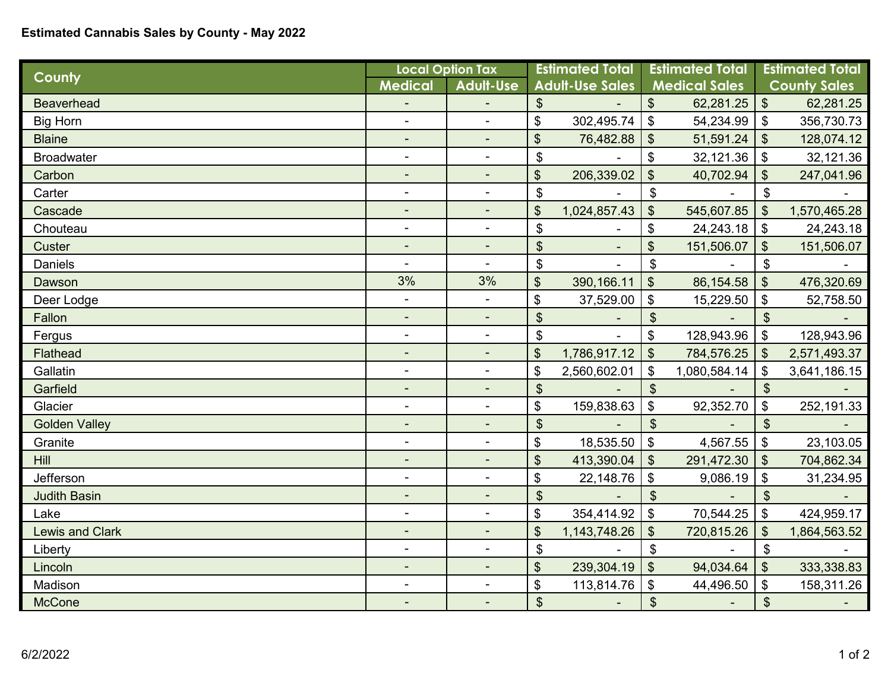# Estimated Cannabis Sales by County - May 2022

| County | Local Option Tax | | Estimated Total Adult-Use Sales | Estimated Total Medical Sales | Estimated Total County Sales |
|---|---|---|---|---|---|
| | Medical | Adult-Use | | | |
| Beaverhead | - | - | $ - | $ 62,281.25 | $ 62,281.25 |
| Big Horn | - | - | $ 302,495.74 | $ 54,234.99 | $ 356,730.73 |
| Blaine | - | - | $ 76,482.88 | $ 51,591.24 | $ 128,074.12 |
| Broadwater | - | - | $ - | $ 32,121.36 | $ 32,121.36 |
| Carbon | - | - | $ 206,339.02 | $ 40,702.94 | $ 247,041.96 |
| Carter | - | - | $ - | $ - | $ - |
| Cascade | - | - | $ 1,024,857.43 | $ 545,607.85 | $ 1,570,465.28 |
| Chouteau | - | - | $ - | $ 24,243.18 | $ 24,243.18 |
| Custer | - | - | $ - | $ 151,506.07 | $ 151,506.07 |
| Daniels | - | - | $ - | $ - | $ - |
| Dawson | 3% | 3% | $ 390,166.11 | $ 86,154.58 | $ 476,320.69 |
| Deer Lodge | - | - | $ 37,529.00 | $ 15,229.50 | $ 52,758.50 |
| Fallon | - | - | $ - | $ - | $ - |
| Fergus | - | - | $ - | $ 128,943.96 | $ 128,943.96 |
| Flathead | - | - | $ 1,786,917.12 | $ 784,576.25 | $ 2,571,493.37 |
| Gallatin | - | - | $ 2,560,602.01 | $ 1,080,584.14 | $ 3,641,186.15 |
| Garfield | - | - | $ - | $ - | $ - |
| Glacier | - | - | $ 159,838.63 | $ 92,352.70 | $ 252,191.33 |
| Golden Valley | - | - | $ - | $ - | $ - |
| Granite | - | - | $ 18,535.50 | $ 4,567.55 | $ 23,103.05 |
| Hill | - | - | $ 413,390.04 | $ 291,472.30 | $ 704,862.34 |
| Jefferson | - | - | $ 22,148.76 | $ 9,086.19 | $ 31,234.95 |
| Judith Basin | - | - | $ - | $ - | $ - |
| Lake | - | - | $ 354,414.92 | $ 70,544.25 | $ 424,959.17 |
| Lewis and Clark | - | - | $ 1,143,748.26 | $ 720,815.26 | $ 1,864,563.52 |
| Liberty | - | - | $ - | $ - | $ - |
| Lincoln | - | - | $ 239,304.19 | $ 94,034.64 | $ 333,338.83 |
| Madison | - | - | $ 113,814.76 | $ 44,496.50 | $ 158,311.26 |
| McCone | - | - | $ - | $ - | $ - |

6/2/2022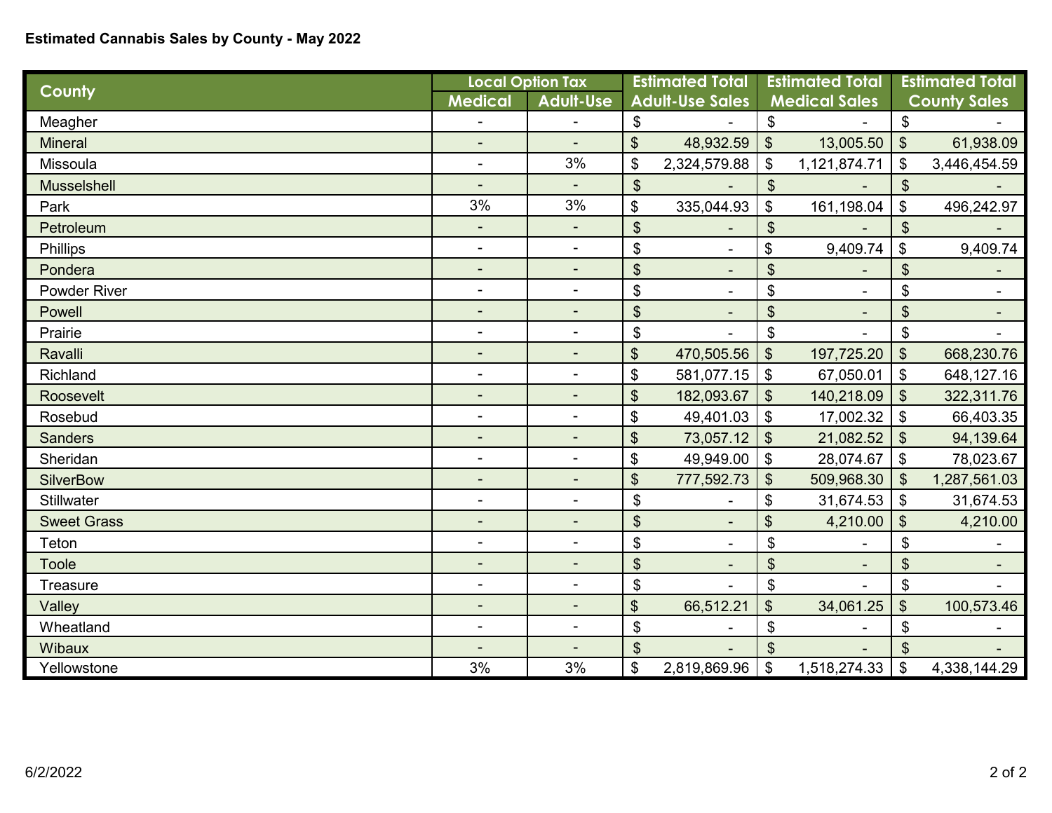**Estimated Cannabis Sales by County - May 2022**

| County | Local Option Tax | | Estimated Total Adult-Use Sales | Estimated Total Medical Sales | Estimated Total County Sales |
|---|---|---|---|---|---|
| | Medical | Adult-Use | | | |
| Meagher | - | - | $ - | $ - | $ - |
| Mineral | - | - | $ 48,932.59 | $ 13,005.50 | $ 61,938.09 |
| Missoula | - | 3% | $ 2,324,579.88 | $ 1,121,874.71 | $ 3,446,454.59 |
| Musselshell | - | - | $ - | $ - | $ - |
| Park | 3% | 3% | $ 335,044.93 | $ 161,198.04 | $ 496,242.97 |
| Petroleum | - | - | $ - | $ - | $ - |
| Phillips | - | - | $ - | $ 9,409.74 | $ 9,409.74 |
| Pondera | - | - | $ - | $ - | $ - |
| Powder River | - | - | $ - | $ - | $ - |
| Powell | - | - | $ - | $ - | $ - |
| Prairie | - | - | $ - | $ - | $ - |
| Ravalli | - | - | $ 470,505.56 | $ 197,725.20 | $ 668,230.76 |
| Richland | - | - | $ 581,077.15 | $ 67,050.01 | $ 648,127.16 |
| Roosevelt | - | - | $ 182,093.67 | $ 140,218.09 | $ 322,311.76 |
| Rosebud | - | - | $ 49,401.03 | $ 17,002.32 | $ 66,403.35 |
| Sanders | - | - | $ 73,057.12 | $ 21,082.52 | $ 94,139.64 |
| Sheridan | - | - | $ 49,949.00 | $ 28,074.67 | $ 78,023.67 |
| SilverBow | - | - | $ 777,592.73 | $ 509,968.30 | $ 1,287,561.03 |
| Stillwater | - | - | $ - | $ 31,674.53 | $ 31,674.53 |
| Sweet Grass | - | - | $ - | $ 4,210.00 | $ 4,210.00 |
| Teton | - | - | $ - | $ - | $ - |
| Toole | - | - | $ - | $ - | $ - |
| Treasure | - | - | $ - | $ - | $ - |
| Valley | - | - | $ 66,512.21 | $ 34,061.25 | $ 100,573.46 |
| Wheatland | - | - | $ - | $ - | $ - |
| Wibaux | - | - | $ - | $ - | $ - |
| Yellowstone | 3% | 3% | $ 2,819,869.96 | $ 1,518,274.33 | $ 4,338,144.29 |

6/2/2022